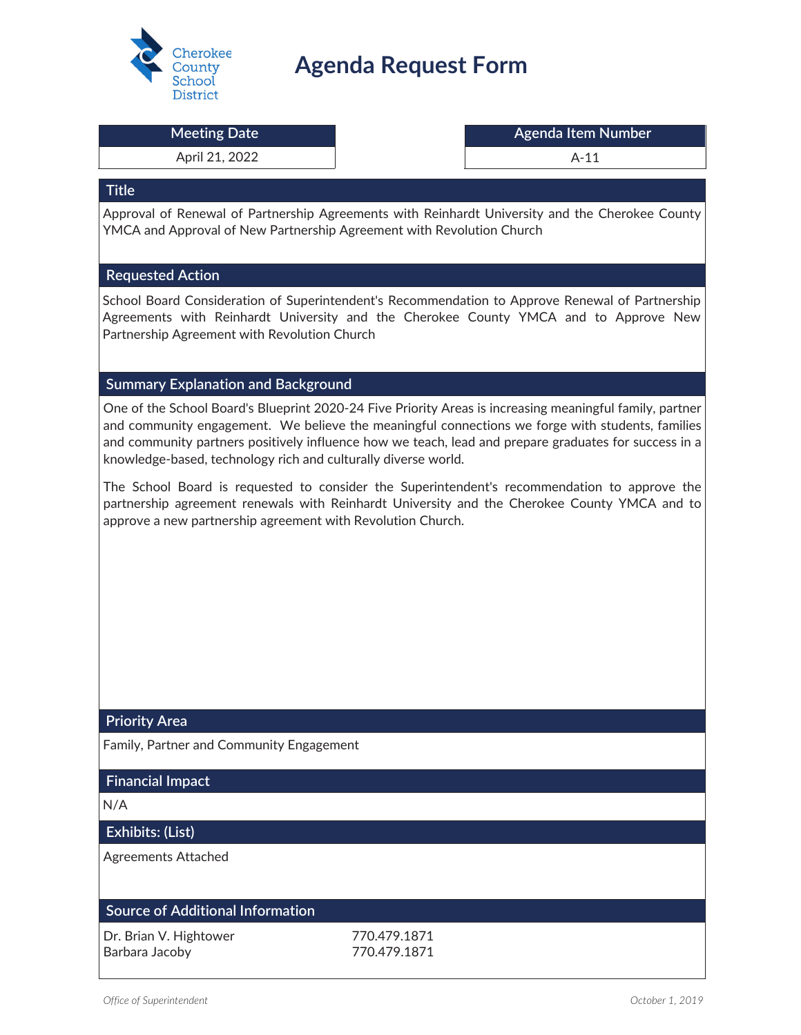Cherokee County School District

# Agenda Request Form

| Meeting Date | Agenda Item Number |
| --- | --- |
| April 21, 2022 | A-11 |

## Title

Approval of Renewal of Partnership Agreements with Reinhardt University and the Cherokee County YMCA and Approval of New Partnership Agreement with Revolution Church

## Requested Action

School Board Consideration of Superintendent's Recommendation to Approve Renewal of Partnership Agreements with Reinhardt University and the Cherokee County YMCA and to Approve New Partnership Agreement with Revolution Church

## Summary Explanation and Background

One of the School Board's Blueprint 2020-24 Five Priority Areas is increasing meaningful family, partner and community engagement. We believe the meaningful connections we forge with students, families and community partners positively influence how we teach, lead and prepare graduates for success in a knowledge-based, technology rich and culturally diverse world.

The School Board is requested to consider the Superintendent's recommendation to approve the partnership agreement renewals with Reinhardt University and the Cherokee County YMCA and to approve a new partnership agreement with Revolution Church.

## Priority Area

Family, Partner and Community Engagement

## Financial Impact

N/A

## Exhibits: (List)

Agreements Attached

## Source of Additional Information

| | |
| --- | --- |
| Dr. Brian V. Hightower | 770.479.1871 |
| Barbara Jacoby | 770.479.1871 |

*Office of Superintendent* *October 1, 2019*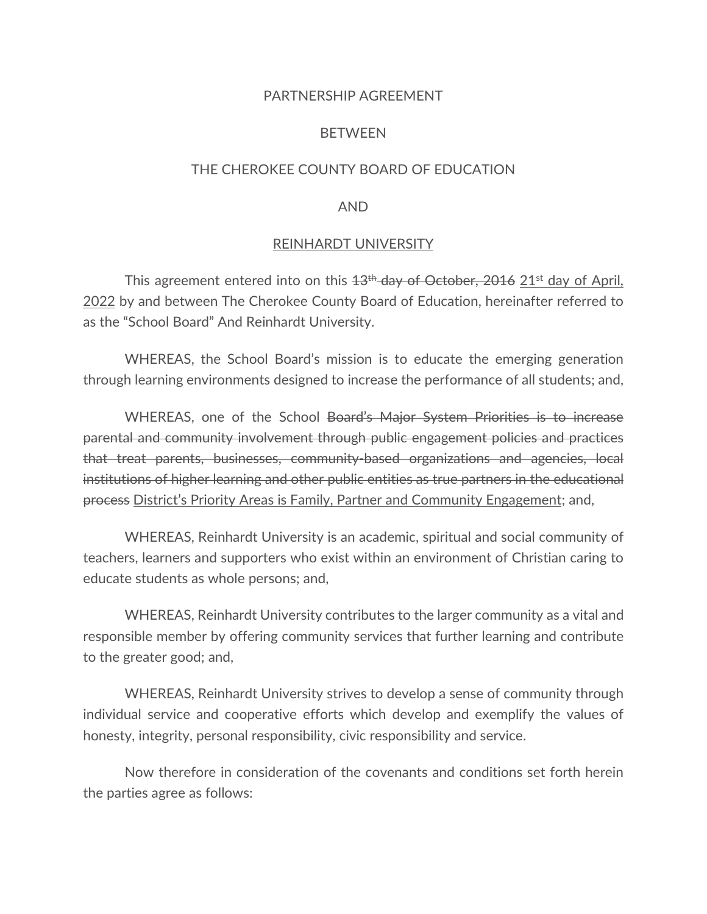PARTNERSHIP AGREEMENT

BETWEEN

THE CHEROKEE COUNTY BOARD OF EDUCATION

AND

<u>REINHARDT UNIVERSITY</u>

This agreement entered into on this ~~13th day of October, 2016~~ <u>21st day of April, 2022</u> by and between The Cherokee County Board of Education, hereinafter referred to as the "School Board" And Reinhardt University.

WHEREAS, the School Board's mission is to educate the emerging generation through learning environments designed to increase the performance of all students; and,

WHEREAS, one of the School ~~Board's Major System Priorities is to increase parental and community involvement through public engagement policies and practices that treat parents, businesses, community-based organizations and agencies, local institutions of higher learning and other public entities as true partners in the educational process~~ <u>District's Priority Areas is Family, Partner and Community Engagement</u>; and,

WHEREAS, Reinhardt University is an academic, spiritual and social community of teachers, learners and supporters who exist within an environment of Christian caring to educate students as whole persons; and,

WHEREAS, Reinhardt University contributes to the larger community as a vital and responsible member by offering community services that further learning and contribute to the greater good; and,

WHEREAS, Reinhardt University strives to develop a sense of community through individual service and cooperative efforts which develop and exemplify the values of honesty, integrity, personal responsibility, civic responsibility and service.

Now therefore in consideration of the covenants and conditions set forth herein the parties agree as follows: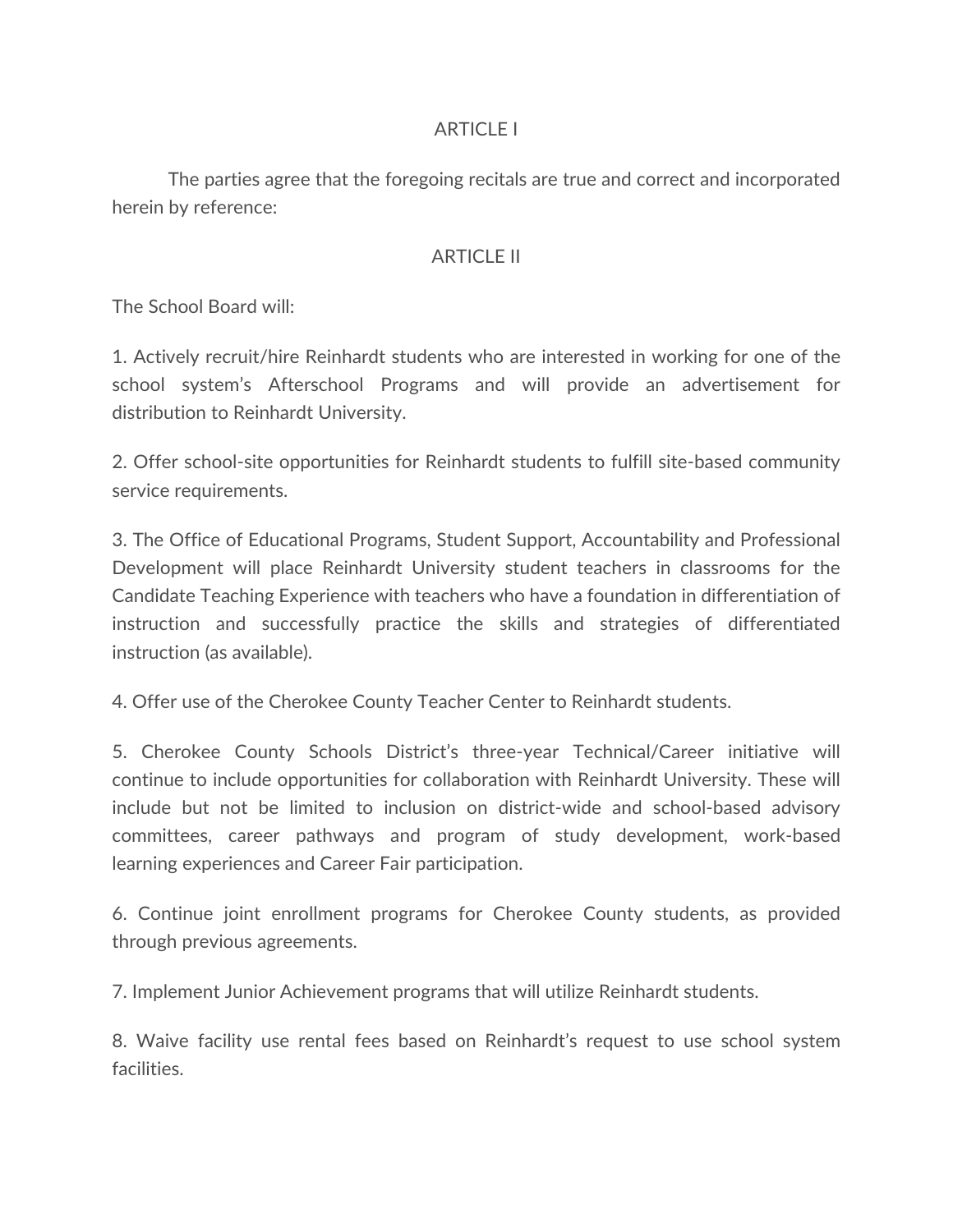## ARTICLE I

The parties agree that the foregoing recitals are true and correct and incorporated herein by reference:

## ARTICLE II

The School Board will:

1. Actively recruit/hire Reinhardt students who are interested in working for one of the school system's Afterschool Programs and will provide an advertisement for distribution to Reinhardt University.

2. Offer school-site opportunities for Reinhardt students to fulfill site-based community service requirements.

3. The Office of Educational Programs, Student Support, Accountability and Professional Development will place Reinhardt University student teachers in classrooms for the Candidate Teaching Experience with teachers who have a foundation in differentiation of instruction and successfully practice the skills and strategies of differentiated instruction (as available).

4. Offer use of the Cherokee County Teacher Center to Reinhardt students.

5. Cherokee County Schools District's three-year Technical/Career initiative will continue to include opportunities for collaboration with Reinhardt University. These will include but not be limited to inclusion on district-wide and school-based advisory committees, career pathways and program of study development, work-based learning experiences and Career Fair participation.

6. Continue joint enrollment programs for Cherokee County students, as provided through previous agreements.

7. Implement Junior Achievement programs that will utilize Reinhardt students.

8. Waive facility use rental fees based on Reinhardt's request to use school system facilities.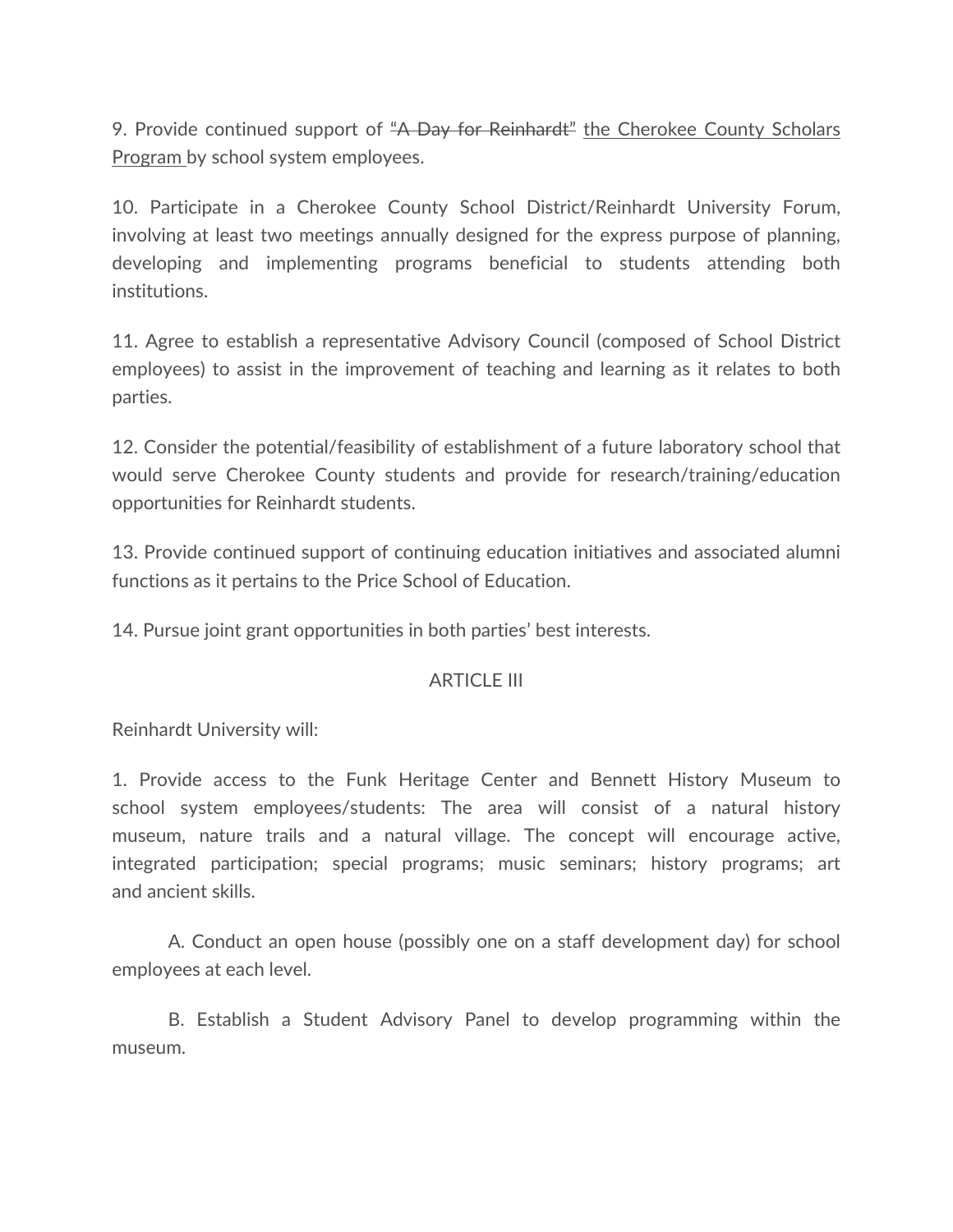9. Provide continued support of ~~“A Day for Reinhardt”~~ <u>the Cherokee County Scholars Program</u> by school system employees.

10. Participate in a Cherokee County School District/Reinhardt University Forum, involving at least two meetings annually designed for the express purpose of planning, developing and implementing programs beneficial to students attending both institutions.

11. Agree to establish a representative Advisory Council (composed of School District employees) to assist in the improvement of teaching and learning as it relates to both parties.

12. Consider the potential/feasibility of establishment of a future laboratory school that would serve Cherokee County students and provide for research/training/education opportunities for Reinhardt students.

13. Provide continued support of continuing education initiatives and associated alumni functions as it pertains to the Price School of Education.

14. Pursue joint grant opportunities in both parties’ best interests.

## ARTICLE III

Reinhardt University will:

1. Provide access to the Funk Heritage Center and Bennett History Museum to school system employees/students: The area will consist of a natural history museum, nature trails and a natural village. The concept will encourage active, integrated participation; special programs; music seminars; history programs; art and ancient skills.

    A. Conduct an open house (possibly one on a staff development day) for school employees at each level.

    B. Establish a Student Advisory Panel to develop programming within the museum.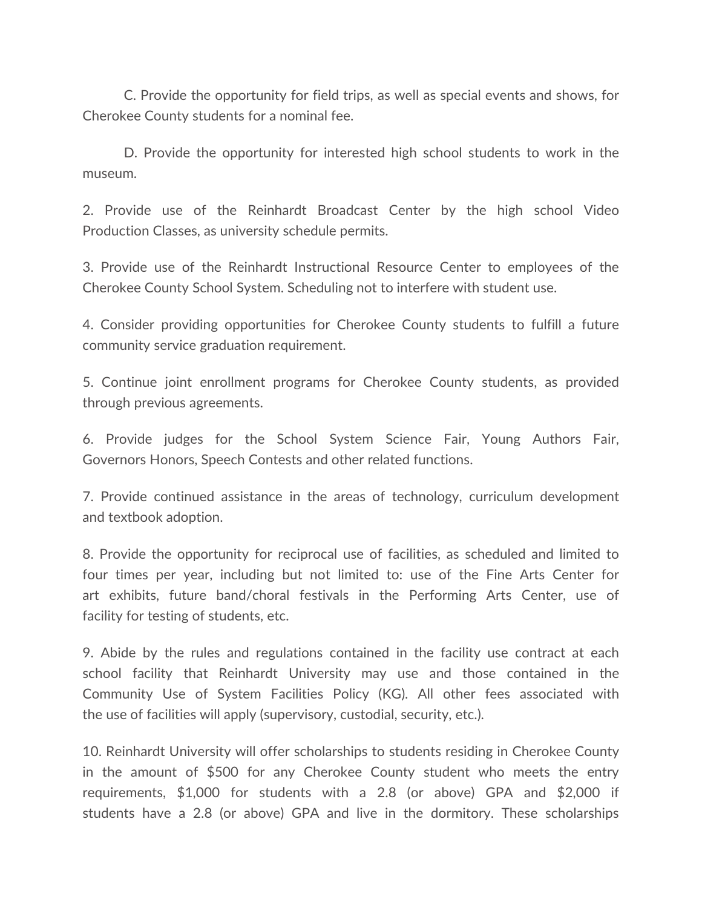C. Provide the opportunity for field trips, as well as special events and shows, for Cherokee County students for a nominal fee.

D. Provide the opportunity for interested high school students to work in the museum.

2. Provide use of the Reinhardt Broadcast Center by the high school Video Production Classes, as university schedule permits.

3. Provide use of the Reinhardt Instructional Resource Center to employees of the Cherokee County School System. Scheduling not to interfere with student use.

4. Consider providing opportunities for Cherokee County students to fulfill a future community service graduation requirement.

5. Continue joint enrollment programs for Cherokee County students, as provided through previous agreements.

6. Provide judges for the School System Science Fair, Young Authors Fair, Governors Honors, Speech Contests and other related functions.

7. Provide continued assistance in the areas of technology, curriculum development and textbook adoption.

8. Provide the opportunity for reciprocal use of facilities, as scheduled and limited to four times per year, including but not limited to: use of the Fine Arts Center for art exhibits, future band/choral festivals in the Performing Arts Center, use of facility for testing of students, etc.

9. Abide by the rules and regulations contained in the facility use contract at each school facility that Reinhardt University may use and those contained in the Community Use of System Facilities Policy (KG). All other fees associated with the use of facilities will apply (supervisory, custodial, security, etc.).

10. Reinhardt University will offer scholarships to students residing in Cherokee County in the amount of $500 for any Cherokee County student who meets the entry requirements, $1,000 for students with a 2.8 (or above) GPA and $2,000 if students have a 2.8 (or above) GPA and live in the dormitory. These scholarships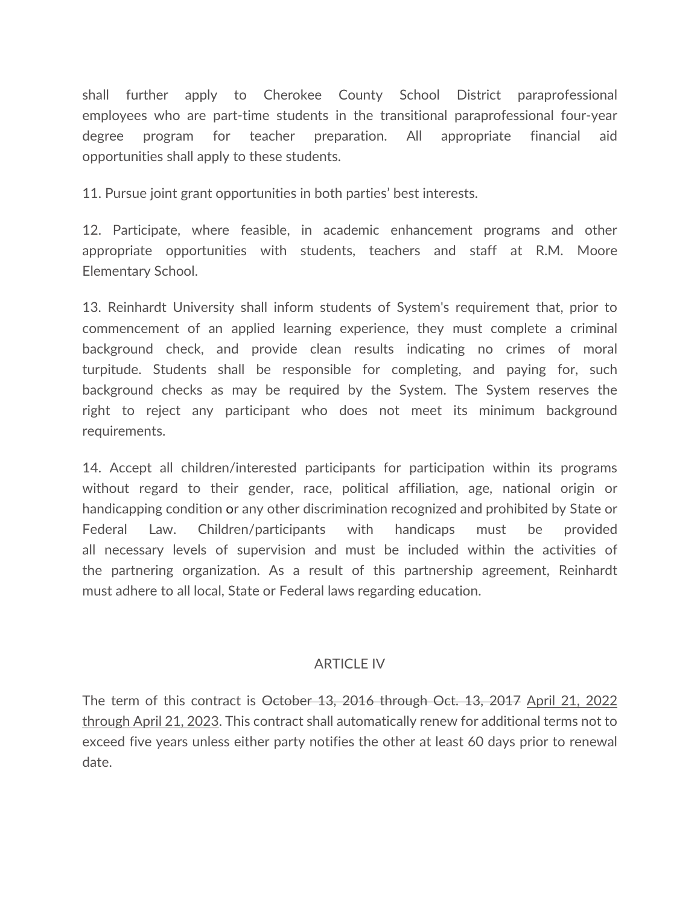shall further apply to Cherokee County School District paraprofessional employees who are part-time students in the transitional paraprofessional four-year degree program for teacher preparation. All appropriate financial aid opportunities shall apply to these students.

11. Pursue joint grant opportunities in both parties' best interests.

12. Participate, where feasible, in academic enhancement programs and other appropriate opportunities with students, teachers and staff at R.M. Moore Elementary School.

13. Reinhardt University shall inform students of System's requirement that, prior to commencement of an applied learning experience, they must complete a criminal background check, and provide clean results indicating no crimes of moral turpitude. Students shall be responsible for completing, and paying for, such background checks as may be required by the System. The System reserves the right to reject any participant who does not meet its minimum background requirements.

14. Accept all children/interested participants for participation within its programs without regard to their gender, race, political affiliation, age, national origin or handicapping condition or any other discrimination recognized and prohibited by State or Federal Law. Children/participants with handicaps must be provided all necessary levels of supervision and must be included within the activities of the partnering organization. As a result of this partnership agreement, Reinhardt must adhere to all local, State or Federal laws regarding education.

## ARTICLE IV

The term of this contract is ~~October 13, 2016 through Oct. 13, 2017~~ <u>April 21, 2022 through April 21, 2023</u>. This contract shall automatically renew for additional terms not to exceed five years unless either party notifies the other at least 60 days prior to renewal date.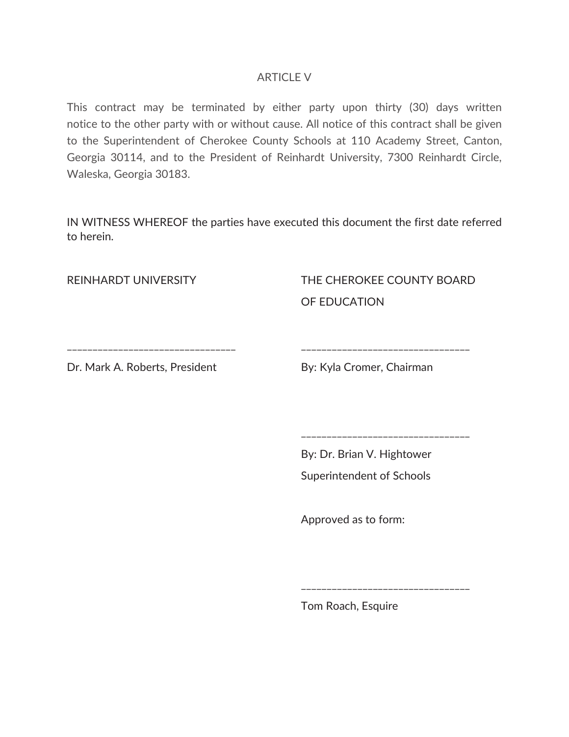## ARTICLE V

This contract may be terminated by either party upon thirty (30) days written notice to the other party with or without cause. All notice of this contract shall be given to the Superintendent of Cherokee County Schools at 110 Academy Street, Canton, Georgia 30114, and to the President of Reinhardt University, 7300 Reinhardt Circle, Waleska, Georgia 30183.

IN WITNESS WHEREOF the parties have executed this document the first date referred to herein.

REINHARDT UNIVERSITY

_________________________________

Dr. Mark A. Roberts, President

THE CHEROKEE COUNTY BOARD OF EDUCATION

_________________________________

By: Kyla Cromer, Chairman

_________________________________

By: Dr. Brian V. Hightower

Superintendent of Schools

Approved as to form:

_________________________________

Tom Roach, Esquire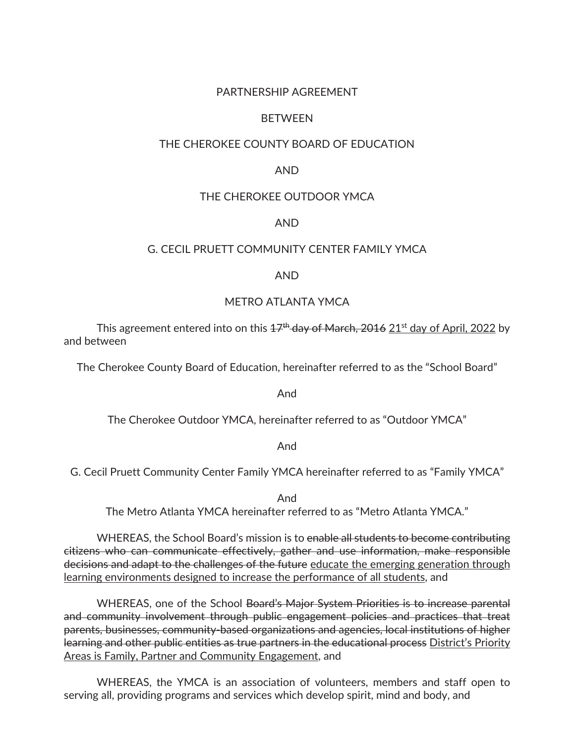PARTNERSHIP AGREEMENT

BETWEEN

THE CHEROKEE COUNTY BOARD OF EDUCATION

AND

THE CHEROKEE OUTDOOR YMCA

AND

G. CECIL PRUETT COMMUNITY CENTER FAMILY YMCA

AND

METRO ATLANTA YMCA

This agreement entered into on this ~~17th day of March, 2016~~ <u>21st day of April, 2022</u> by and between

The Cherokee County Board of Education, hereinafter referred to as the "School Board"

And

The Cherokee Outdoor YMCA, hereinafter referred to as "Outdoor YMCA"

And

G. Cecil Pruett Community Center Family YMCA hereinafter referred to as "Family YMCA"

And

The Metro Atlanta YMCA hereinafter referred to as "Metro Atlanta YMCA."

WHEREAS, the School Board's mission is to ~~enable all students to become contributing citizens who can communicate effectively, gather and use information, make responsible decisions and adapt to the challenges of the future~~ <u>educate the emerging generation through learning environments designed to increase the performance of all students</u>, and

WHEREAS, one of the School ~~Board's Major System Priorities is to increase parental and community involvement through public engagement policies and practices that treat parents, businesses, community-based organizations and agencies, local institutions of higher learning and other public entities as true partners in the educational process~~ <u>District's Priority Areas is Family, Partner and Community Engagement</u>, and

WHEREAS, the YMCA is an association of volunteers, members and staff open to serving all, providing programs and services which develop spirit, mind and body, and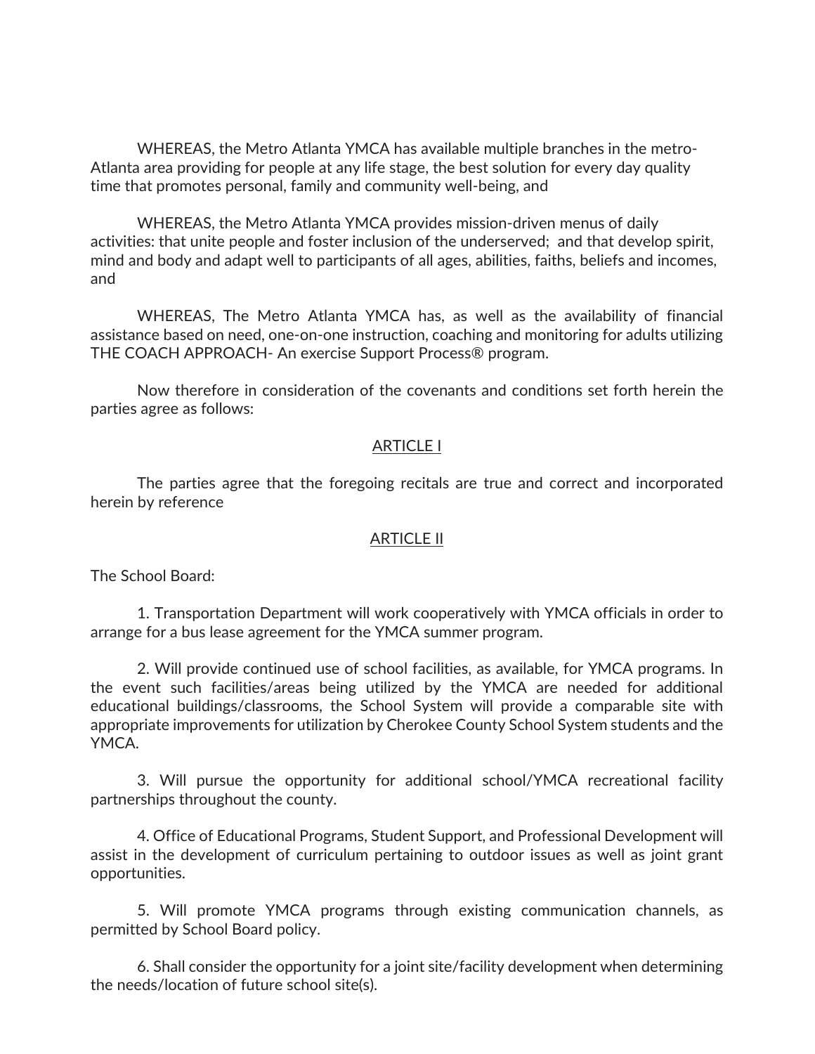WHEREAS, the Metro Atlanta YMCA has available multiple branches in the metro-Atlanta area providing for people at any life stage, the best solution for every day quality time that promotes personal, family and community well-being, and

WHEREAS, the Metro Atlanta YMCA provides mission-driven menus of daily activities: that unite people and foster inclusion of the underserved; and that develop spirit, mind and body and adapt well to participants of all ages, abilities, faiths, beliefs and incomes, and

WHEREAS, The Metro Atlanta YMCA has, as well as the availability of financial assistance based on need, one-on-one instruction, coaching and monitoring for adults utilizing THE COACH APPROACH- An exercise Support Process® program.

Now therefore in consideration of the covenants and conditions set forth herein the parties agree as follows:

## ARTICLE I

The parties agree that the foregoing recitals are true and correct and incorporated herein by reference

## ARTICLE II

The School Board:

1. Transportation Department will work cooperatively with YMCA officials in order to arrange for a bus lease agreement for the YMCA summer program.

2. Will provide continued use of school facilities, as available, for YMCA programs. In the event such facilities/areas being utilized by the YMCA are needed for additional educational buildings/classrooms, the School System will provide a comparable site with appropriate improvements for utilization by Cherokee County School System students and the YMCA.

3. Will pursue the opportunity for additional school/YMCA recreational facility partnerships throughout the county.

4. Office of Educational Programs, Student Support, and Professional Development will assist in the development of curriculum pertaining to outdoor issues as well as joint grant opportunities.

5. Will promote YMCA programs through existing communication channels, as permitted by School Board policy.

6. Shall consider the opportunity for a joint site/facility development when determining the needs/location of future school site(s).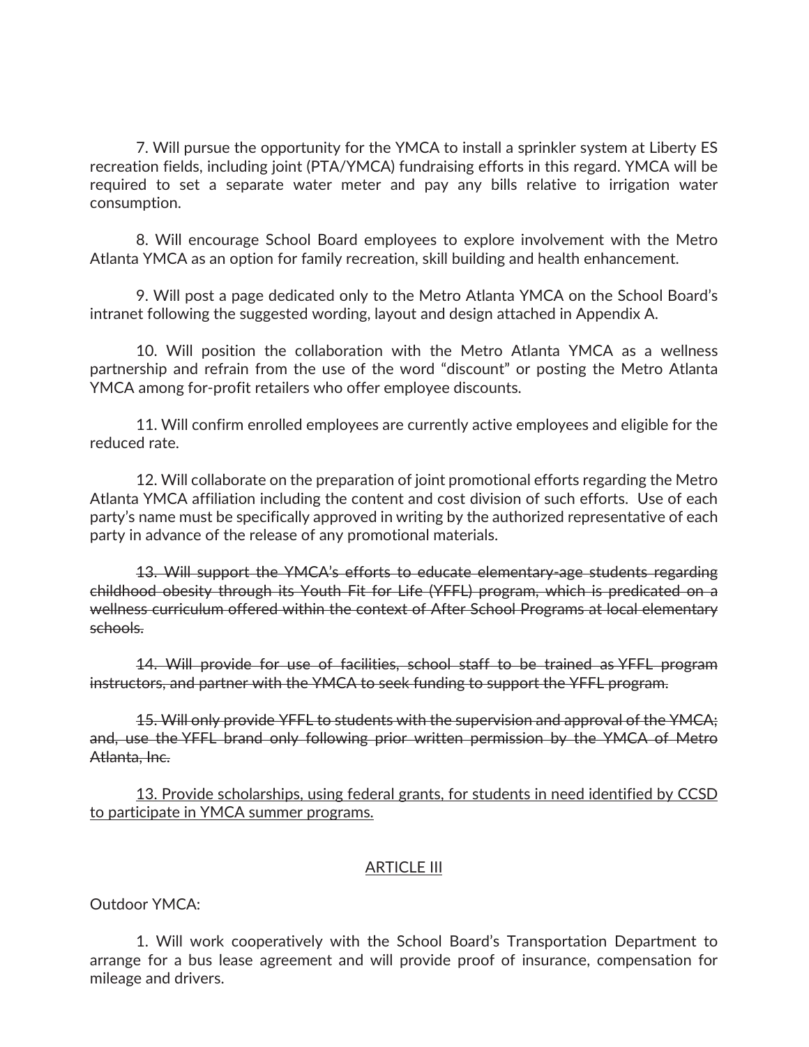7. Will pursue the opportunity for the YMCA to install a sprinkler system at Liberty ES recreation fields, including joint (PTA/YMCA) fundraising efforts in this regard. YMCA will be required to set a separate water meter and pay any bills relative to irrigation water consumption.

8. Will encourage School Board employees to explore involvement with the Metro Atlanta YMCA as an option for family recreation, skill building and health enhancement.

9. Will post a page dedicated only to the Metro Atlanta YMCA on the School Board's intranet following the suggested wording, layout and design attached in Appendix A.

10. Will position the collaboration with the Metro Atlanta YMCA as a wellness partnership and refrain from the use of the word "discount" or posting the Metro Atlanta YMCA among for-profit retailers who offer employee discounts.

11. Will confirm enrolled employees are currently active employees and eligible for the reduced rate.

12. Will collaborate on the preparation of joint promotional efforts regarding the Metro Atlanta YMCA affiliation including the content and cost division of such efforts. Use of each party's name must be specifically approved in writing by the authorized representative of each party in advance of the release of any promotional materials.

~~13. Will support the YMCA's efforts to educate elementary-age students regarding childhood obesity through its Youth Fit for Life (YFFL) program, which is predicated on a wellness curriculum offered within the context of After School Programs at local elementary schools.~~

~~14. Will provide for use of facilities, school staff to be trained as YFFL program instructors, and partner with the YMCA to seek funding to support the YFFL program.~~

~~15. Will only provide YFFL to students with the supervision and approval of the YMCA; and, use the YFFL brand only following prior written permission by the YMCA of Metro Atlanta, Inc.~~

<u>13. Provide scholarships, using federal grants, for students in need identified by CCSD to participate in YMCA summer programs.</u>

<u>ARTICLE III</u>

Outdoor YMCA:

1. Will work cooperatively with the School Board's Transportation Department to arrange for a bus lease agreement and will provide proof of insurance, compensation for mileage and drivers.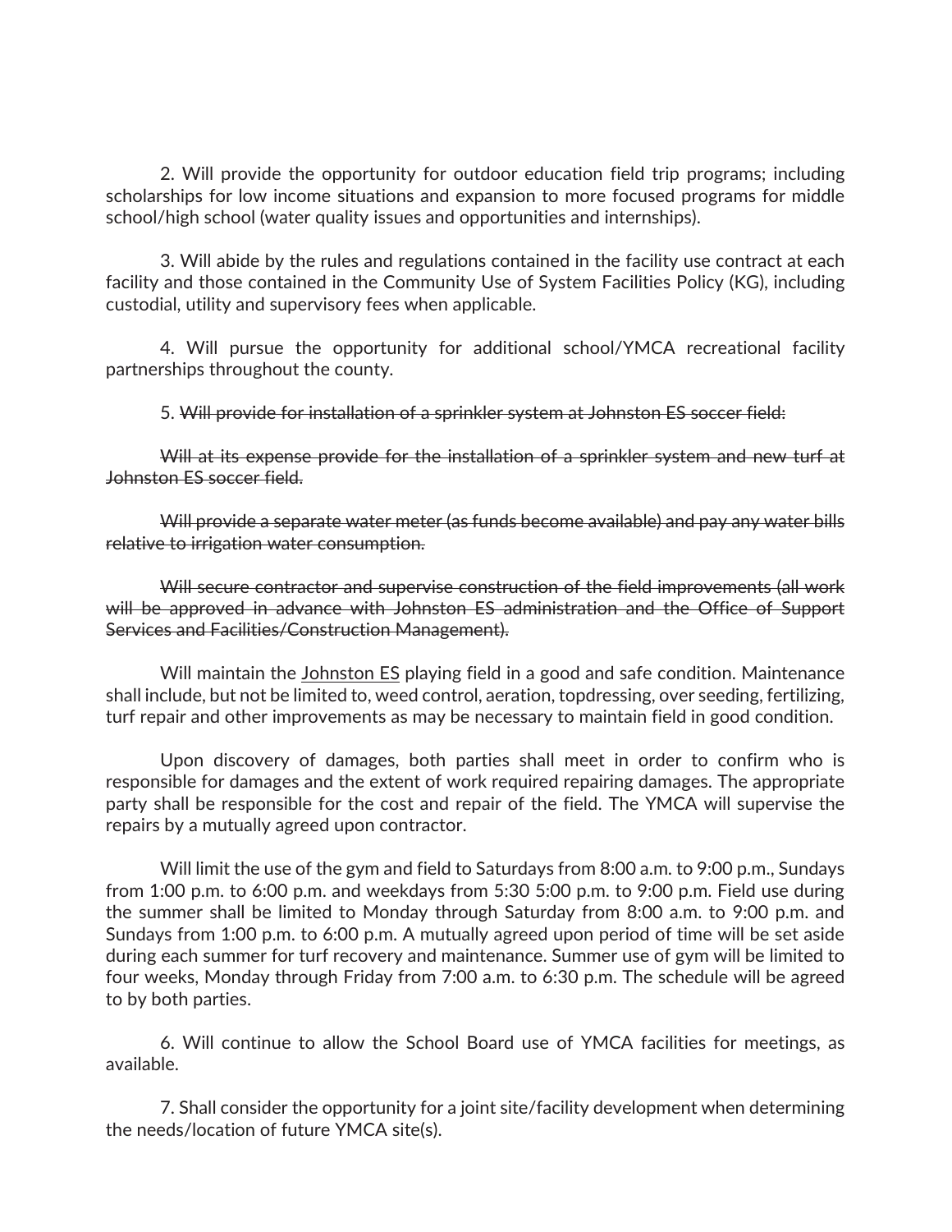2. Will provide the opportunity for outdoor education field trip programs; including scholarships for low income situations and expansion to more focused programs for middle school/high school (water quality issues and opportunities and internships).

3. Will abide by the rules and regulations contained in the facility use contract at each facility and those contained in the Community Use of System Facilities Policy (KG), including custodial, utility and supervisory fees when applicable.

4. Will pursue the opportunity for additional school/YMCA recreational facility partnerships throughout the county.

5. ~~Will provide for installation of a sprinkler system at Johnston ES soccer field:~~

~~Will at its expense provide for the installation of a sprinkler system and new turf at Johnston ES soccer field.~~

~~Will provide a separate water meter (as funds become available) and pay any water bills relative to irrigation water consumption.~~

~~Will secure contractor and supervise construction of the field improvements (all work will be approved in advance with Johnston ES administration and the Office of Support Services and Facilities/Construction Management).~~

Will maintain the <u>Johnston ES</u> playing field in a good and safe condition. Maintenance shall include, but not be limited to, weed control, aeration, topdressing, over seeding, fertilizing, turf repair and other improvements as may be necessary to maintain field in good condition.

Upon discovery of damages, both parties shall meet in order to confirm who is responsible for damages and the extent of work required repairing damages. The appropriate party shall be responsible for the cost and repair of the field. The YMCA will supervise the repairs by a mutually agreed upon contractor.

Will limit the use of the gym and field to Saturdays from 8:00 a.m. to 9:00 p.m., Sundays from 1:00 p.m. to 6:00 p.m. and weekdays from 5:30 5:00 p.m. to 9:00 p.m. Field use during the summer shall be limited to Monday through Saturday from 8:00 a.m. to 9:00 p.m. and Sundays from 1:00 p.m. to 6:00 p.m. A mutually agreed upon period of time will be set aside during each summer for turf recovery and maintenance. Summer use of gym will be limited to four weeks, Monday through Friday from 7:00 a.m. to 6:30 p.m. The schedule will be agreed to by both parties.

6. Will continue to allow the School Board use of YMCA facilities for meetings, as available.

7. Shall consider the opportunity for a joint site/facility development when determining the needs/location of future YMCA site(s).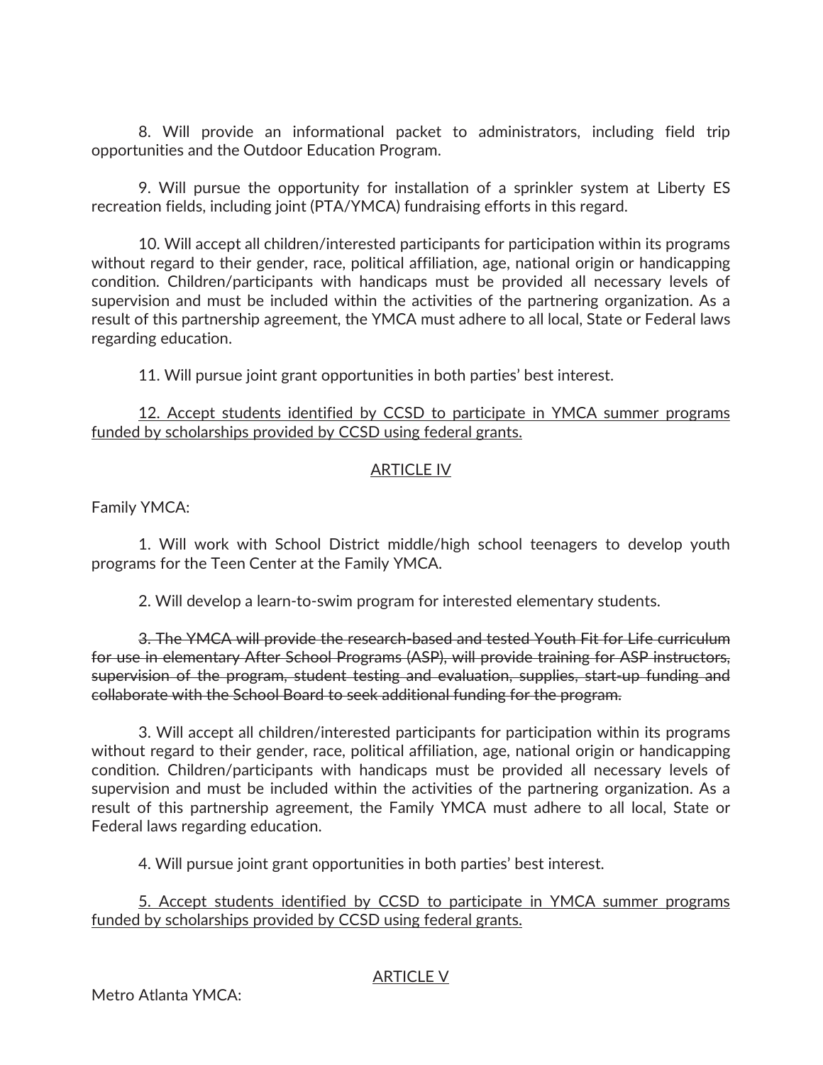8. Will provide an informational packet to administrators, including field trip opportunities and the Outdoor Education Program.

9. Will pursue the opportunity for installation of a sprinkler system at Liberty ES recreation fields, including joint (PTA/YMCA) fundraising efforts in this regard.

10. Will accept all children/interested participants for participation within its programs without regard to their gender, race, political affiliation, age, national origin or handicapping condition. Children/participants with handicaps must be provided all necessary levels of supervision and must be included within the activities of the partnering organization. As a result of this partnership agreement, the YMCA must adhere to all local, State or Federal laws regarding education.

11. Will pursue joint grant opportunities in both parties' best interest.

<u>12. Accept students identified by CCSD to participate in YMCA summer programs funded by scholarships provided by CCSD using federal grants.</u>

<u>ARTICLE IV</u>

Family YMCA:

1. Will work with School District middle/high school teenagers to develop youth programs for the Teen Center at the Family YMCA.

2. Will develop a learn-to-swim program for interested elementary students.

~~3. The YMCA will provide the research-based and tested Youth Fit for Life curriculum for use in elementary After School Programs (ASP), will provide training for ASP instructors, supervision of the program, student testing and evaluation, supplies, start-up funding and collaborate with the School Board to seek additional funding for the program.~~

3. Will accept all children/interested participants for participation within its programs without regard to their gender, race, political affiliation, age, national origin or handicapping condition. Children/participants with handicaps must be provided all necessary levels of supervision and must be included within the activities of the partnering organization. As a result of this partnership agreement, the Family YMCA must adhere to all local, State or Federal laws regarding education.

4. Will pursue joint grant opportunities in both parties' best interest.

<u>5. Accept students identified by CCSD to participate in YMCA summer programs funded by scholarships provided by CCSD using federal grants.</u>

<u>ARTICLE V</u>

Metro Atlanta YMCA: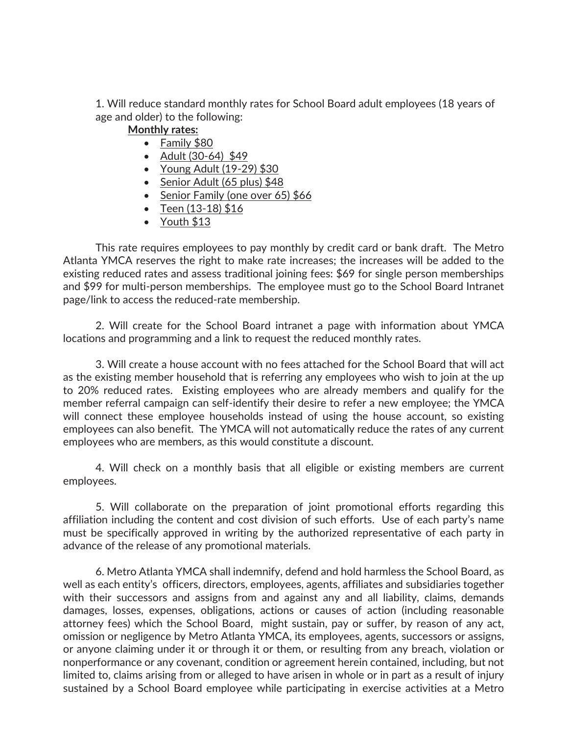1. Will reduce standard monthly rates for School Board adult employees (18 years of age and older) to the following:

**Monthly rates:**

- Family $80
- Adult (30-64)  $49
- Young Adult (19-29) $30
- Senior Adult (65 plus) $48
- Senior Family (one over 65) $66
- Teen (13-18) $16
- Youth $13

This rate requires employees to pay monthly by credit card or bank draft.  The Metro Atlanta YMCA reserves the right to make rate increases; the increases will be added to the existing reduced rates and assess traditional joining fees: $69 for single person memberships and $99 for multi-person memberships.  The employee must go to the School Board Intranet page/link to access the reduced-rate membership.

2. Will create for the School Board intranet a page with information about YMCA locations and programming and a link to request the reduced monthly rates.

3. Will create a house account with no fees attached for the School Board that will act as the existing member household that is referring any employees who wish to join at the up to 20% reduced rates.  Existing employees who are already members and qualify for the member referral campaign can self-identify their desire to refer a new employee; the YMCA will connect these employee households instead of using the house account, so existing employees can also benefit.  The YMCA will not automatically reduce the rates of any current employees who are members, as this would constitute a discount.

4. Will check on a monthly basis that all eligible or existing members are current employees.

5. Will collaborate on the preparation of joint promotional efforts regarding this affiliation including the content and cost division of such efforts.  Use of each party's name must be specifically approved in writing by the authorized representative of each party in advance of the release of any promotional materials.

6. Metro Atlanta YMCA shall indemnify, defend and hold harmless the School Board, as well as each entity's  officers, directors, employees, agents, affiliates and subsidiaries together with their successors and assigns from and against any and all liability, claims, demands damages, losses, expenses, obligations, actions or causes of action (including reasonable attorney fees) which the School Board,  might sustain, pay or suffer, by reason of any act, omission or negligence by Metro Atlanta YMCA, its employees, agents, successors or assigns, or anyone claiming under it or through it or them, or resulting from any breach, violation or nonperformance or any covenant, condition or agreement herein contained, including, but not limited to, claims arising from or alleged to have arisen in whole or in part as a result of injury sustained by a School Board employee while participating in exercise activities at a Metro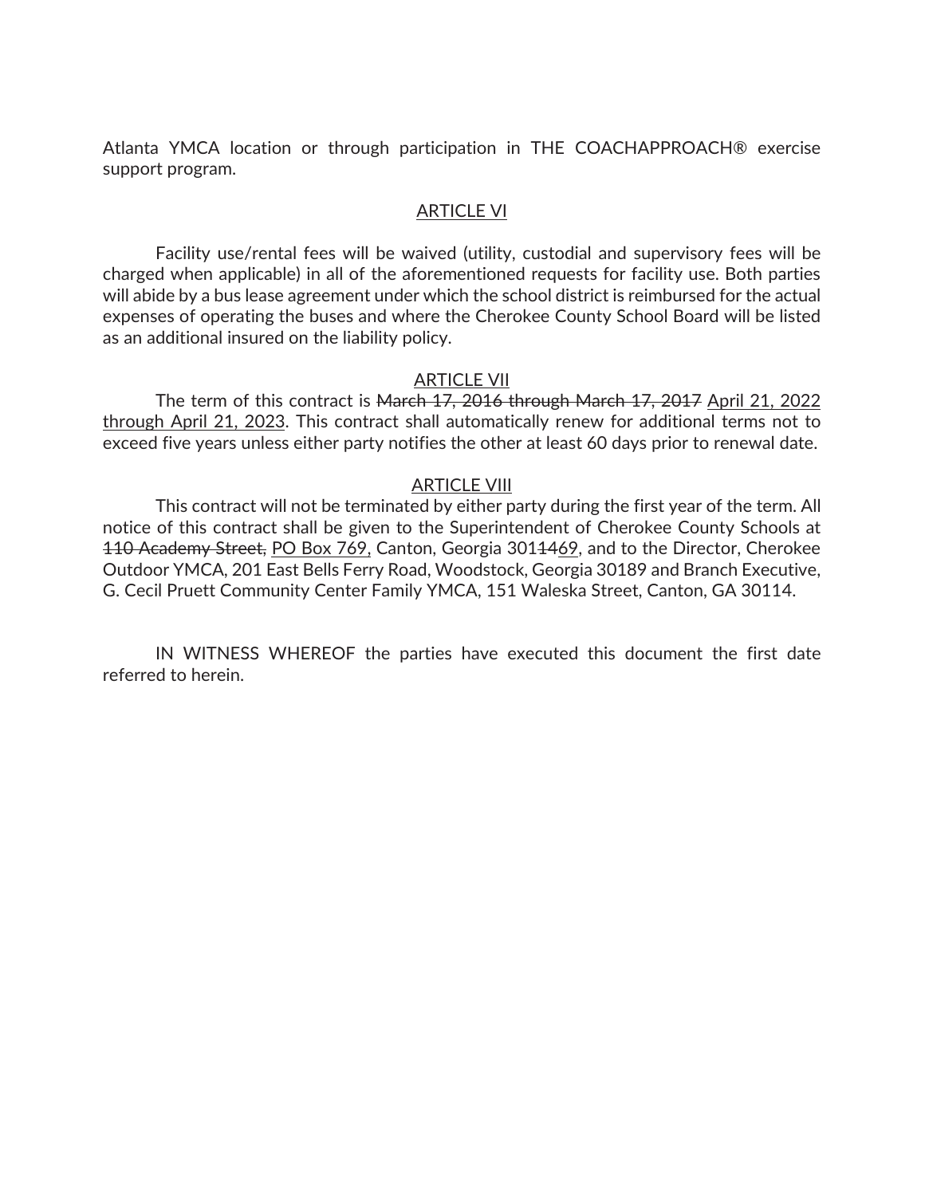Atlanta YMCA location or through participation in THE COACHAPPROACH® exercise support program.

<u>ARTICLE VI</u>

Facility use/rental fees will be waived (utility, custodial and supervisory fees will be charged when applicable) in all of the aforementioned requests for facility use. Both parties will abide by a bus lease agreement under which the school district is reimbursed for the actual expenses of operating the buses and where the Cherokee County School Board will be listed as an additional insured on the liability policy.

<u>ARTICLE VII</u>

The term of this contract is ~~March 17, 2016 through March 17, 2017~~ <u>April 21, 2022 through April 21, 2023</u>. This contract shall automatically renew for additional terms not to exceed five years unless either party notifies the other at least 60 days prior to renewal date.

<u>ARTICLE VIII</u>

This contract will not be terminated by either party during the first year of the term. All notice of this contract shall be given to the Superintendent of Cherokee County Schools at ~~110 Academy Street,~~ <u>PO Box 769,</u> Canton, Georgia 301~~14~~<u>69</u>, and to the Director, Cherokee Outdoor YMCA, 201 East Bells Ferry Road, Woodstock, Georgia 30189 and Branch Executive, G. Cecil Pruett Community Center Family YMCA, 151 Waleska Street, Canton, GA 30114.

IN WITNESS WHEREOF the parties have executed this document the first date referred to herein.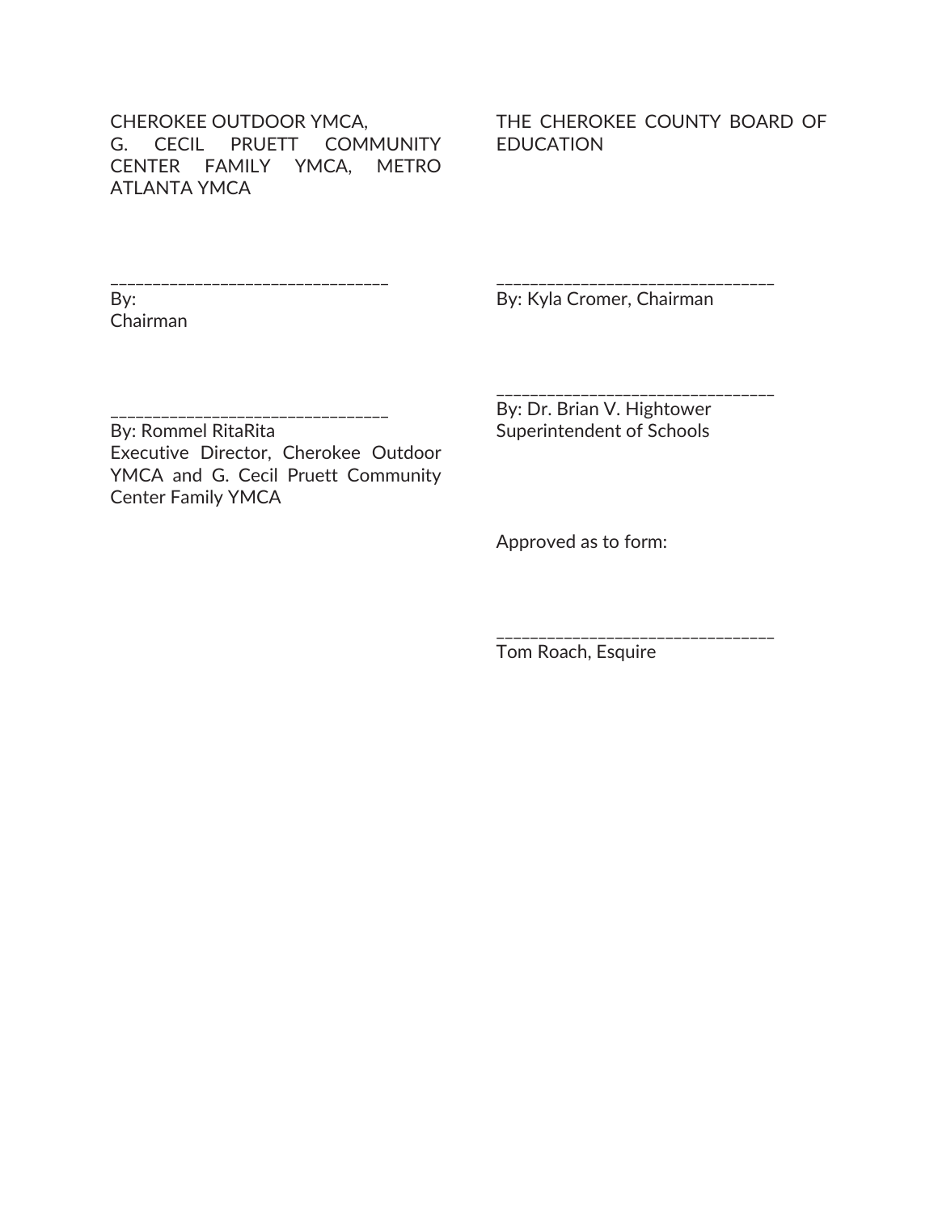CHEROKEE OUTDOOR YMCA,
G. CECIL PRUETT COMMUNITY CENTER FAMILY YMCA, METRO ATLANTA YMCA

________________________________
By:
Chairman

________________________________
By: Rommel RitaRita
Executive Director, Cherokee Outdoor YMCA and G. Cecil Pruett Community Center Family YMCA

THE CHEROKEE COUNTY BOARD OF EDUCATION

________________________________
By: Kyla Cromer, Chairman

________________________________
By: Dr. Brian V. Hightower
Superintendent of Schools

Approved as to form:

________________________________
Tom Roach, Esquire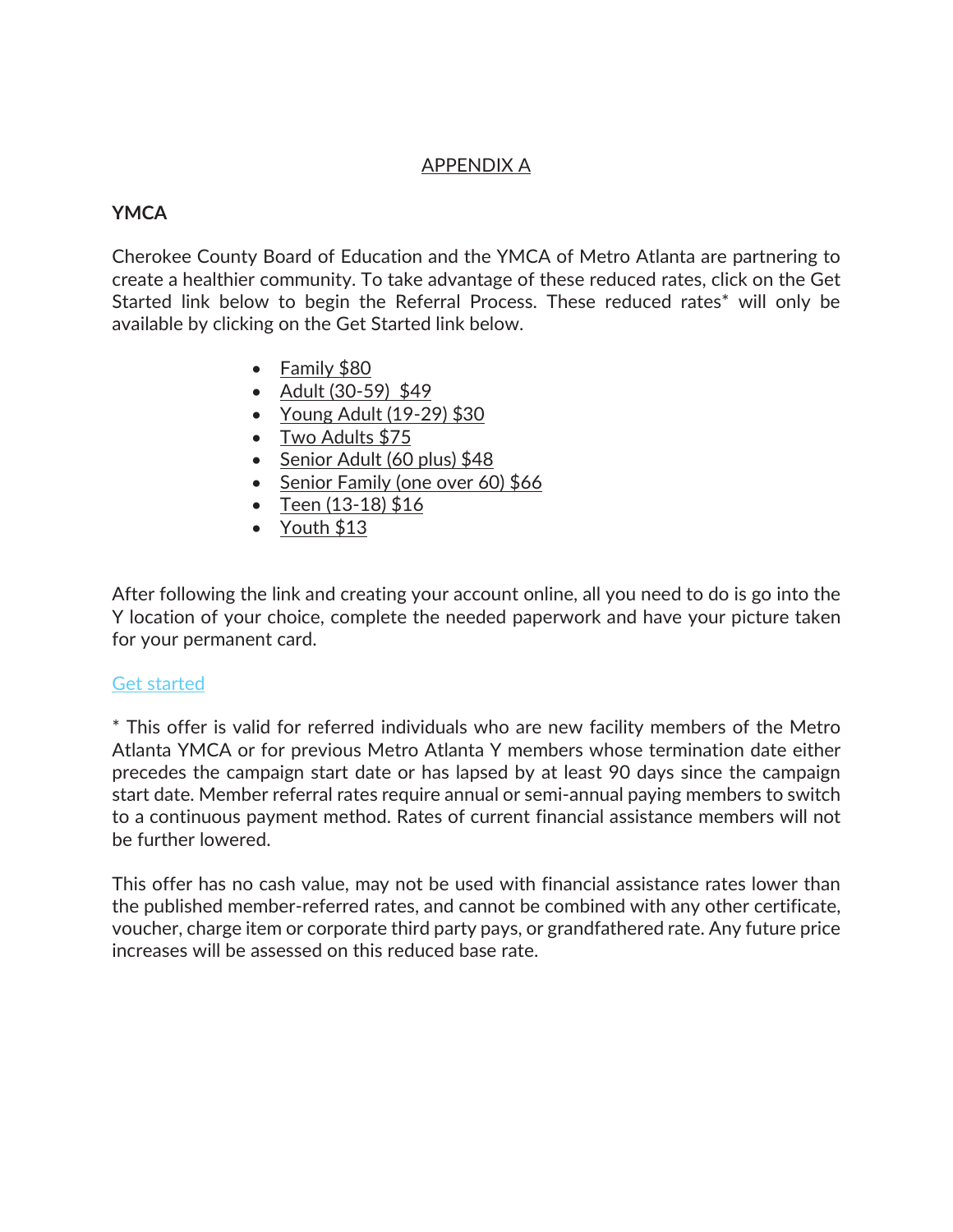APPENDIX A

**YMCA**

Cherokee County Board of Education and the YMCA of Metro Atlanta are partnering to create a healthier community. To take advantage of these reduced rates, click on the Get Started link below to begin the Referral Process. These reduced rates* will only be available by clicking on the Get Started link below.

- Family $80
- Adult (30-59) $49
- Young Adult (19-29) $30
- Two Adults $75
- Senior Adult (60 plus) $48
- Senior Family (one over 60) $66
- Teen (13-18) $16
- Youth $13

After following the link and creating your account online, all you need to do is go into the Y location of your choice, complete the needed paperwork and have your picture taken for your permanent card.

Get started

* This offer is valid for referred individuals who are new facility members of the Metro Atlanta YMCA or for previous Metro Atlanta Y members whose termination date either precedes the campaign start date or has lapsed by at least 90 days since the campaign start date. Member referral rates require annual or semi-annual paying members to switch to a continuous payment method. Rates of current financial assistance members will not be further lowered.

This offer has no cash value, may not be used with financial assistance rates lower than the published member-referred rates, and cannot be combined with any other certificate, voucher, charge item or corporate third party pays, or grandfathered rate. Any future price increases will be assessed on this reduced base rate.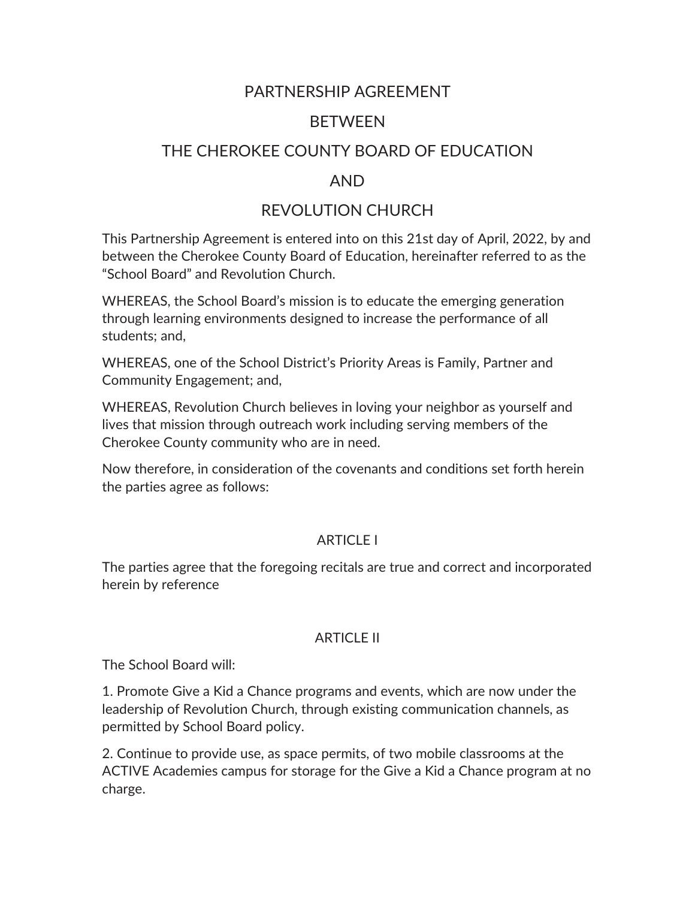# PARTNERSHIP AGREEMENT

# BETWEEN

# THE CHEROKEE COUNTY BOARD OF EDUCATION

# AND

# REVOLUTION CHURCH

This Partnership Agreement is entered into on this 21st day of April, 2022, by and between the Cherokee County Board of Education, hereinafter referred to as the "School Board" and Revolution Church.

WHEREAS, the School Board's mission is to educate the emerging generation through learning environments designed to increase the performance of all students; and,

WHEREAS, one of the School District's Priority Areas is Family, Partner and Community Engagement; and,

WHEREAS, Revolution Church believes in loving your neighbor as yourself and lives that mission through outreach work including serving members of the Cherokee County community who are in need.

Now therefore, in consideration of the covenants and conditions set forth herein the parties agree as follows:

## ARTICLE I

The parties agree that the foregoing recitals are true and correct and incorporated herein by reference

## ARTICLE II

The School Board will:

1. Promote Give a Kid a Chance programs and events, which are now under the leadership of Revolution Church, through existing communication channels, as permitted by School Board policy.

2. Continue to provide use, as space permits, of two mobile classrooms at the ACTIVE Academies campus for storage for the Give a Kid a Chance program at no charge.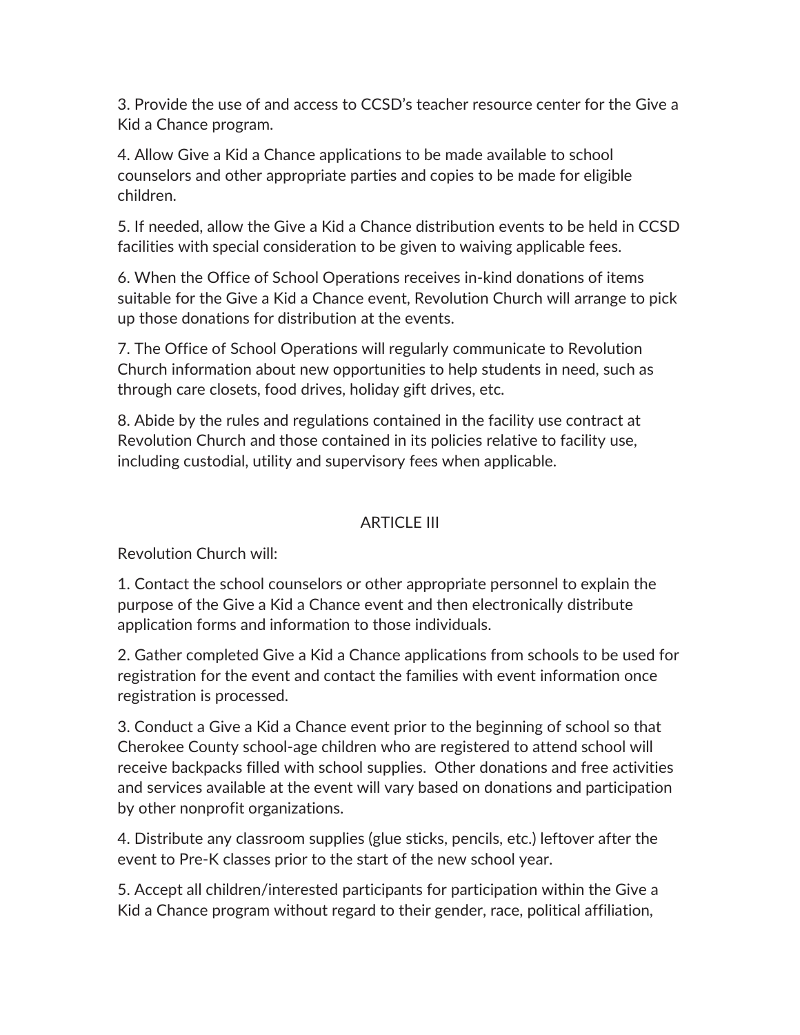3. Provide the use of and access to CCSD's teacher resource center for the Give a Kid a Chance program.

4. Allow Give a Kid a Chance applications to be made available to school counselors and other appropriate parties and copies to be made for eligible children.

5. If needed, allow the Give a Kid a Chance distribution events to be held in CCSD facilities with special consideration to be given to waiving applicable fees.

6. When the Office of School Operations receives in-kind donations of items suitable for the Give a Kid a Chance event, Revolution Church will arrange to pick up those donations for distribution at the events.

7. The Office of School Operations will regularly communicate to Revolution Church information about new opportunities to help students in need, such as through care closets, food drives, holiday gift drives, etc.

8. Abide by the rules and regulations contained in the facility use contract at Revolution Church and those contained in its policies relative to facility use, including custodial, utility and supervisory fees when applicable.

## ARTICLE III

Revolution Church will:

1. Contact the school counselors or other appropriate personnel to explain the purpose of the Give a Kid a Chance event and then electronically distribute application forms and information to those individuals.

2. Gather completed Give a Kid a Chance applications from schools to be used for registration for the event and contact the families with event information once registration is processed.

3. Conduct a Give a Kid a Chance event prior to the beginning of school so that Cherokee County school-age children who are registered to attend school will receive backpacks filled with school supplies. Other donations and free activities and services available at the event will vary based on donations and participation by other nonprofit organizations.

4. Distribute any classroom supplies (glue sticks, pencils, etc.) leftover after the event to Pre-K classes prior to the start of the new school year.

5. Accept all children/interested participants for participation within the Give a Kid a Chance program without regard to their gender, race, political affiliation,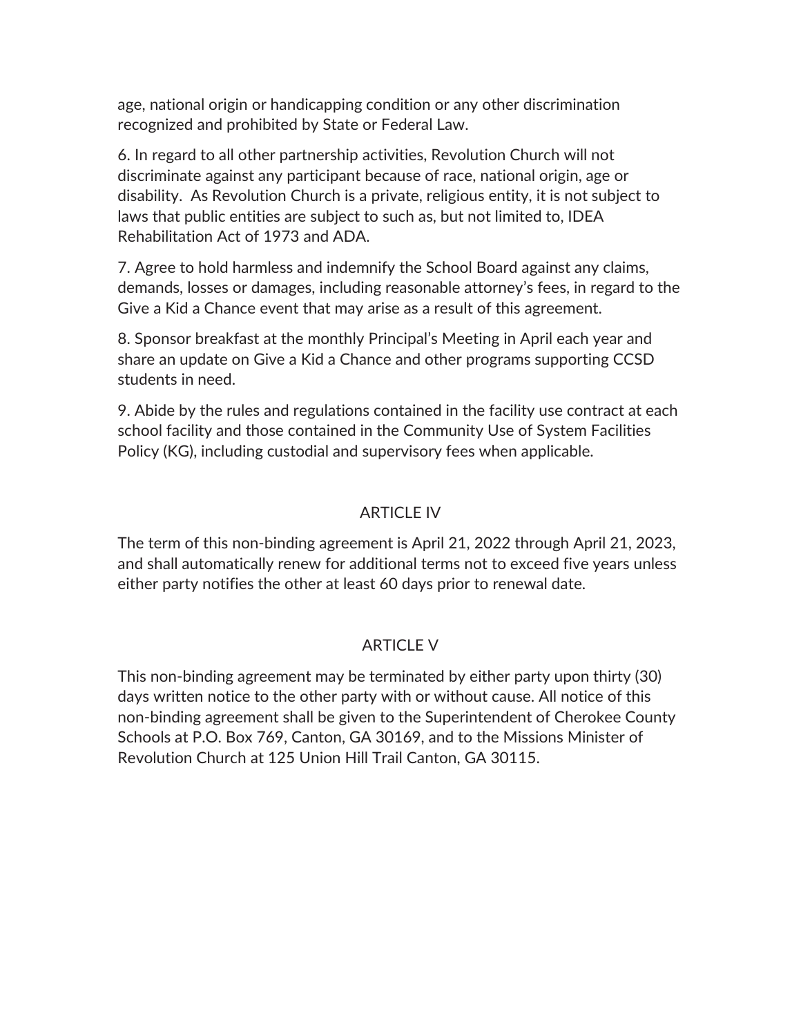age, national origin or handicapping condition or any other discrimination recognized and prohibited by State or Federal Law.

6. In regard to all other partnership activities, Revolution Church will not discriminate against any participant because of race, national origin, age or disability. As Revolution Church is a private, religious entity, it is not subject to laws that public entities are subject to such as, but not limited to, IDEA Rehabilitation Act of 1973 and ADA.

7. Agree to hold harmless and indemnify the School Board against any claims, demands, losses or damages, including reasonable attorney's fees, in regard to the Give a Kid a Chance event that may arise as a result of this agreement.

8. Sponsor breakfast at the monthly Principal's Meeting in April each year and share an update on Give a Kid a Chance and other programs supporting CCSD students in need.

9. Abide by the rules and regulations contained in the facility use contract at each school facility and those contained in the Community Use of System Facilities Policy (KG), including custodial and supervisory fees when applicable.

## ARTICLE IV

The term of this non-binding agreement is April 21, 2022 through April 21, 2023, and shall automatically renew for additional terms not to exceed five years unless either party notifies the other at least 60 days prior to renewal date.

## ARTICLE V

This non-binding agreement may be terminated by either party upon thirty (30) days written notice to the other party with or without cause. All notice of this non-binding agreement shall be given to the Superintendent of Cherokee County Schools at P.O. Box 769, Canton, GA 30169, and to the Missions Minister of Revolution Church at 125 Union Hill Trail Canton, GA 30115.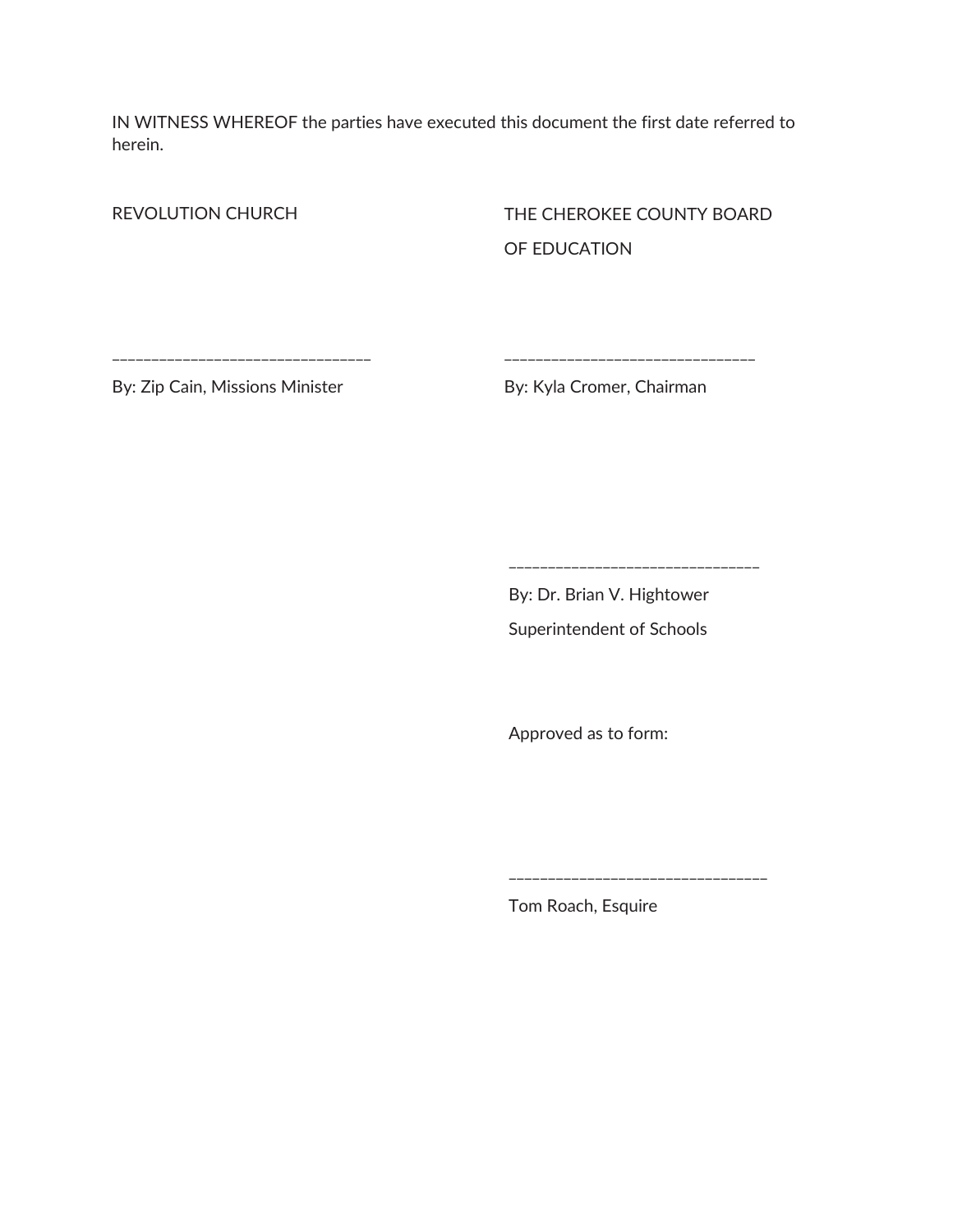IN WITNESS WHEREOF the parties have executed this document the first date referred to herein.

REVOLUTION CHURCH

\_\_\_\_\_\_\_\_\_\_\_\_\_\_\_\_\_\_\_\_\_\_\_\_\_\_\_\_\_\_\_\_\_\_

By: Zip Cain, Missions Minister

THE CHEROKEE COUNTY BOARD OF EDUCATION

\_\_\_\_\_\_\_\_\_\_\_\_\_\_\_\_\_\_\_\_\_\_\_\_\_\_\_\_\_\_\_\_\_\_

By: Kyla Cromer, Chairman

\_\_\_\_\_\_\_\_\_\_\_\_\_\_\_\_\_\_\_\_\_\_\_\_\_\_\_\_\_\_\_\_\_\_

By: Dr. Brian V. Hightower

Superintendent of Schools

Approved as to form:

\_\_\_\_\_\_\_\_\_\_\_\_\_\_\_\_\_\_\_\_\_\_\_\_\_\_\_\_\_\_\_\_\_\_

Tom Roach, Esquire